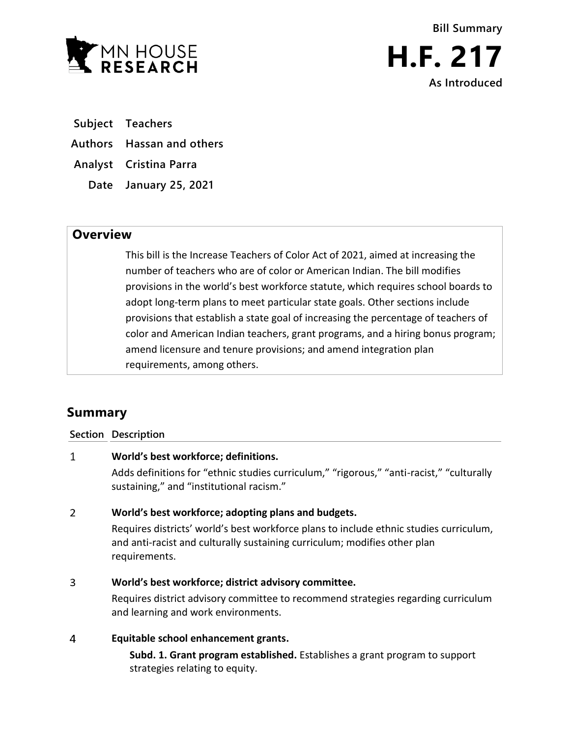Bill Summary

# H.F. 217

As Introduced

| | |
|---|---|
| **Subject** | Teachers |
| **Authors** | Hassan and others |
| **Analyst** | Cristina Parra |
| **Date** | January 25, 2021 |

## Overview

This bill is the Increase Teachers of Color Act of 2021, aimed at increasing the number of teachers who are of color or American Indian. The bill modifies provisions in the world's best workforce statute, which requires school boards to adopt long-term plans to meet particular state goals. Other sections include provisions that establish a state goal of increasing the percentage of teachers of color and American Indian teachers, grant programs, and a hiring bonus program; amend licensure and tenure provisions; and amend integration plan requirements, among others.

## Summary

| Section | Description |
|---|---|
| 1 | **World's best workforce; definitions.**<br>Adds definitions for "ethnic studies curriculum," "rigorous," "anti-racist," "culturally sustaining," and "institutional racism." |
| 2 | **World's best workforce; adopting plans and budgets.**<br>Requires districts' world's best workforce plans to include ethnic studies curriculum, and anti-racist and culturally sustaining curriculum; modifies other plan requirements. |
| 3 | **World's best workforce; district advisory committee.**<br>Requires district advisory committee to recommend strategies regarding curriculum and learning and work environments. |
| 4 | **Equitable school enhancement grants.**<br>**Subd. 1. Grant program established.** Establishes a grant program to support strategies relating to equity. |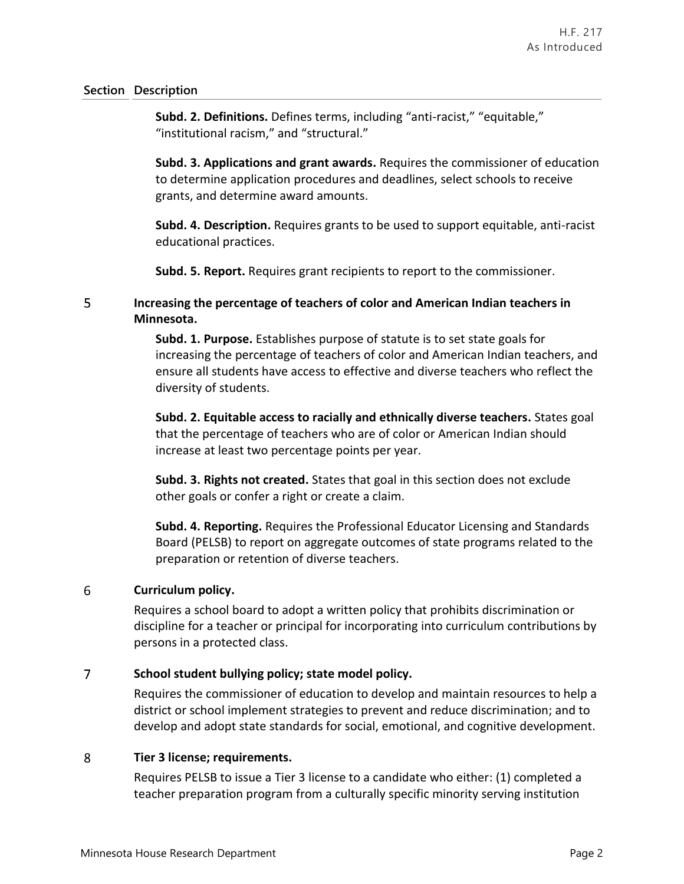| Section | Description |
|---|---|
| | **Subd. 2. Definitions.** Defines terms, including "anti-racist," "equitable," "institutional racism," and "structural." |
| | **Subd. 3. Applications and grant awards.** Requires the commissioner of education to determine application procedures and deadlines, select schools to receive grants, and determine award amounts. |
| | **Subd. 4. Description.** Requires grants to be used to support equitable, anti-racist educational practices. |
| | **Subd. 5. Report.** Requires grant recipients to report to the commissioner. |
| 5 | **Increasing the percentage of teachers of color and American Indian teachers in Minnesota.** |
| | **Subd. 1. Purpose.** Establishes purpose of statute is to set state goals for increasing the percentage of teachers of color and American Indian teachers, and ensure all students have access to effective and diverse teachers who reflect the diversity of students. |
| | **Subd. 2. Equitable access to racially and ethnically diverse teachers.** States goal that the percentage of teachers who are of color or American Indian should increase at least two percentage points per year. |
| | **Subd. 3. Rights not created.** States that goal in this section does not exclude other goals or confer a right or create a claim. |
| | **Subd. 4. Reporting.** Requires the Professional Educator Licensing and Standards Board (PELSB) to report on aggregate outcomes of state programs related to the preparation or retention of diverse teachers. |
| 6 | **Curriculum policy.** |
| | Requires a school board to adopt a written policy that prohibits discrimination or discipline for a teacher or principal for incorporating into curriculum contributions by persons in a protected class. |
| 7 | **School student bullying policy; state model policy.** |
| | Requires the commissioner of education to develop and maintain resources to help a district or school implement strategies to prevent and reduce discrimination; and to develop and adopt state standards for social, emotional, and cognitive development. |
| 8 | **Tier 3 license; requirements.** |
| | Requires PELSB to issue a Tier 3 license to a candidate who either: (1) completed a teacher preparation program from a culturally specific minority serving institution |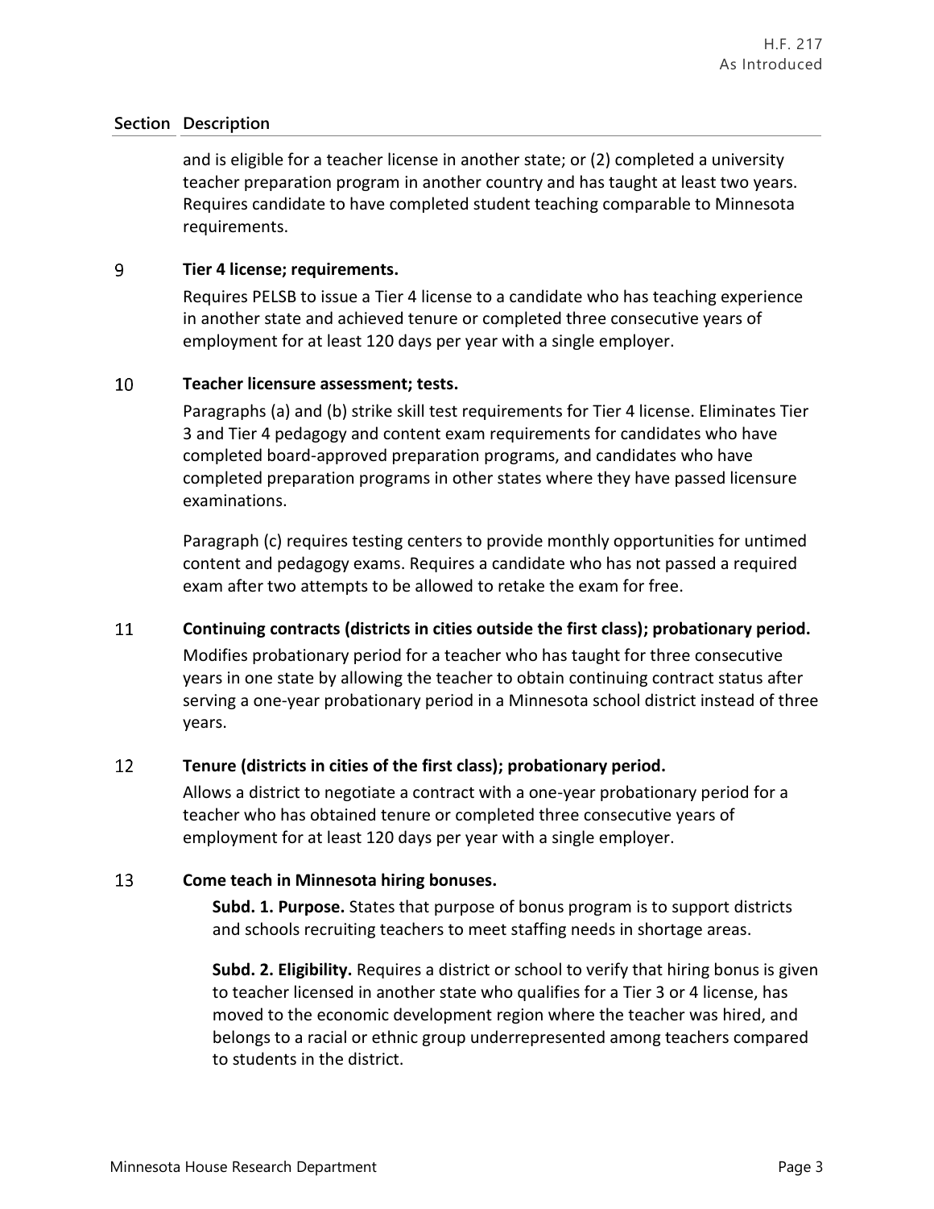| Section | Description |
|---|---|
| | and is eligible for a teacher license in another state; or (2) completed a university teacher preparation program in another country and has taught at least two years. Requires candidate to have completed student teaching comparable to Minnesota requirements. |
| 9 | **Tier 4 license; requirements.**<br>Requires PELSB to issue a Tier 4 license to a candidate who has teaching experience in another state and achieved tenure or completed three consecutive years of employment for at least 120 days per year with a single employer. |
| 10 | **Teacher licensure assessment; tests.**<br>Paragraphs (a) and (b) strike skill test requirements for Tier 4 license. Eliminates Tier 3 and Tier 4 pedagogy and content exam requirements for candidates who have completed board-approved preparation programs, and candidates who have completed preparation programs in other states where they have passed licensure examinations.<br><br>Paragraph (c) requires testing centers to provide monthly opportunities for untimed content and pedagogy exams. Requires a candidate who has not passed a required exam after two attempts to be allowed to retake the exam for free. |
| 11 | **Continuing contracts (districts in cities outside the first class); probationary period.**<br>Modifies probationary period for a teacher who has taught for three consecutive years in one state by allowing the teacher to obtain continuing contract status after serving a one-year probationary period in a Minnesota school district instead of three years. |
| 12 | **Tenure (districts in cities of the first class); probationary period.**<br>Allows a district to negotiate a contract with a one-year probationary period for a teacher who has obtained tenure or completed three consecutive years of employment for at least 120 days per year with a single employer. |
| 13 | **Come teach in Minnesota hiring bonuses.**<br>**Subd. 1. Purpose.** States that purpose of bonus program is to support districts and schools recruiting teachers to meet staffing needs in shortage areas.<br><br>**Subd. 2. Eligibility.** Requires a district or school to verify that hiring bonus is given to teacher licensed in another state who qualifies for a Tier 3 or 4 license, has moved to the economic development region where the teacher was hired, and belongs to a racial or ethnic group underrepresented among teachers compared to students in the district. |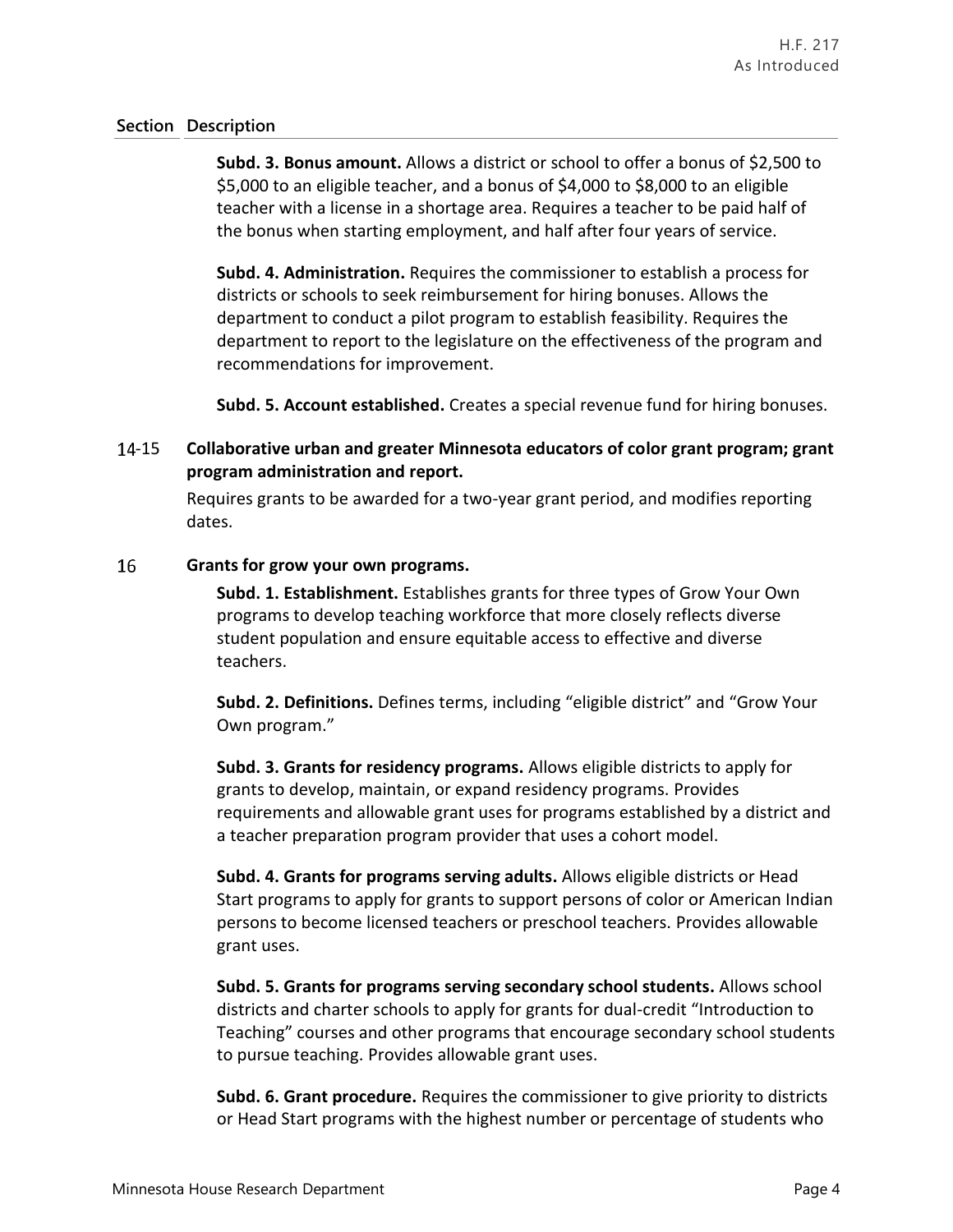| Section | Description |
|---|---|
| | **Subd. 3. Bonus amount.** Allows a district or school to offer a bonus of $2,500 to $5,000 to an eligible teacher, and a bonus of $4,000 to $8,000 to an eligible teacher with a license in a shortage area. Requires a teacher to be paid half of the bonus when starting employment, and half after four years of service. |
| | **Subd. 4. Administration.** Requires the commissioner to establish a process for districts or schools to seek reimbursement for hiring bonuses. Allows the department to conduct a pilot program to establish feasibility. Requires the department to report to the legislature on the effectiveness of the program and recommendations for improvement. |
| | **Subd. 5. Account established.** Creates a special revenue fund for hiring bonuses. |
| 14-15 | **Collaborative urban and greater Minnesota educators of color grant program; grant program administration and report.** Requires grants to be awarded for a two-year grant period, and modifies reporting dates. |
| 16 | **Grants for grow your own programs.** |
| | **Subd. 1. Establishment.** Establishes grants for three types of Grow Your Own programs to develop teaching workforce that more closely reflects diverse student population and ensure equitable access to effective and diverse teachers. |
| | **Subd. 2. Definitions.** Defines terms, including "eligible district" and "Grow Your Own program." |
| | **Subd. 3. Grants for residency programs.** Allows eligible districts to apply for grants to develop, maintain, or expand residency programs. Provides requirements and allowable grant uses for programs established by a district and a teacher preparation program provider that uses a cohort model. |
| | **Subd. 4. Grants for programs serving adults.** Allows eligible districts or Head Start programs to apply for grants to support persons of color or American Indian persons to become licensed teachers or preschool teachers. Provides allowable grant uses. |
| | **Subd. 5. Grants for programs serving secondary school students.** Allows school districts and charter schools to apply for grants for dual-credit "Introduction to Teaching" courses and other programs that encourage secondary school students to pursue teaching. Provides allowable grant uses. |
| | **Subd. 6. Grant procedure.** Requires the commissioner to give priority to districts or Head Start programs with the highest number or percentage of students who |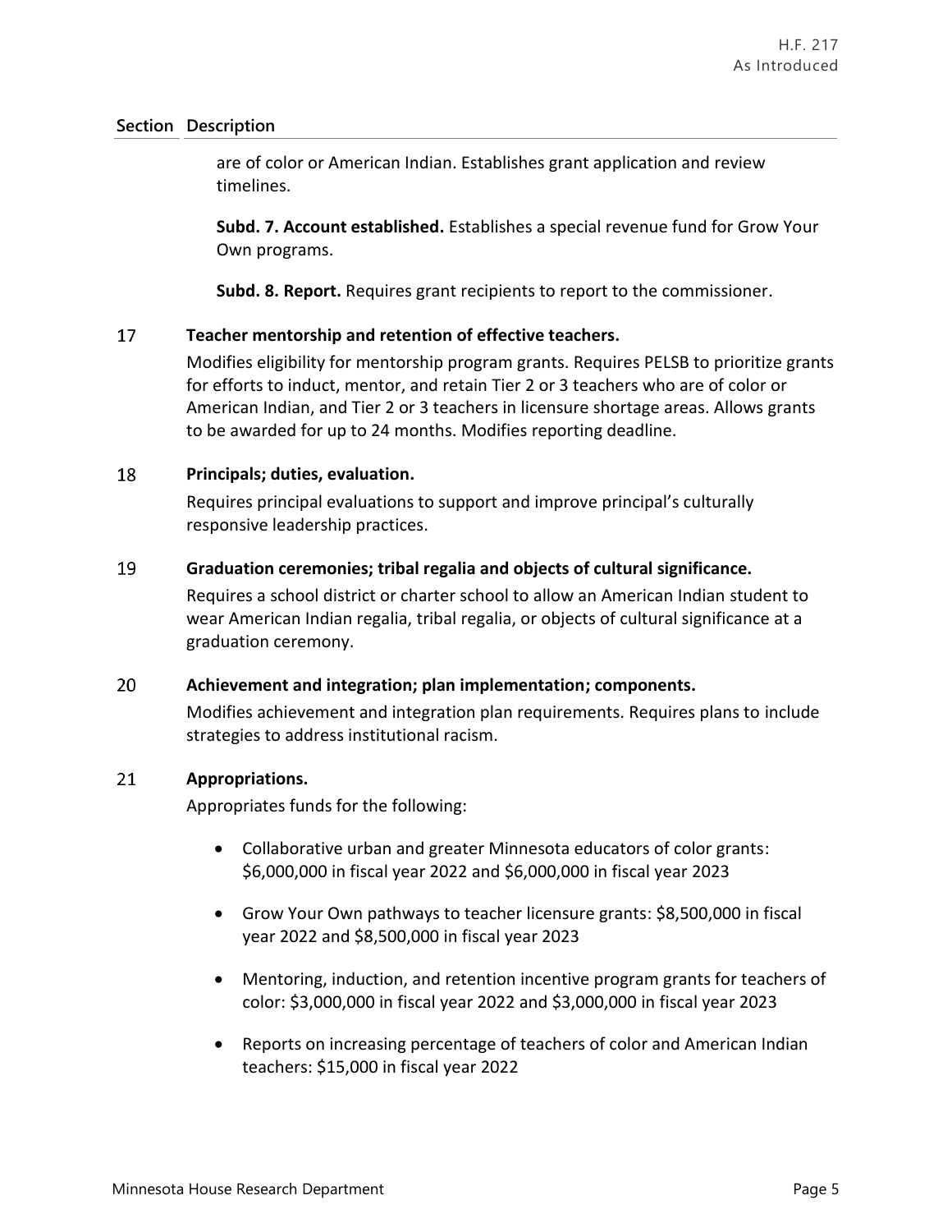| Section | Description |
|---|---|
| | are of color or American Indian. Establishes grant application and review timelines. |
| | **Subd. 7. Account established.** Establishes a special revenue fund for Grow Your Own programs. |
| | **Subd. 8. Report.** Requires grant recipients to report to the commissioner. |

### 17 Teacher mentorship and retention of effective teachers.

Modifies eligibility for mentorship program grants. Requires PELSB to prioritize grants for efforts to induct, mentor, and retain Tier 2 or 3 teachers who are of color or American Indian, and Tier 2 or 3 teachers in licensure shortage areas. Allows grants to be awarded for up to 24 months. Modifies reporting deadline.

### 18 Principals; duties, evaluation.

Requires principal evaluations to support and improve principal's culturally responsive leadership practices.

### 19 Graduation ceremonies; tribal regalia and objects of cultural significance.

Requires a school district or charter school to allow an American Indian student to wear American Indian regalia, tribal regalia, or objects of cultural significance at a graduation ceremony.

### 20 Achievement and integration; plan implementation; components.

Modifies achievement and integration plan requirements. Requires plans to include strategies to address institutional racism.

### 21 Appropriations.

Appropriates funds for the following:

- Collaborative urban and greater Minnesota educators of color grants: $6,000,000 in fiscal year 2022 and $6,000,000 in fiscal year 2023
- Grow Your Own pathways to teacher licensure grants: $8,500,000 in fiscal year 2022 and $8,500,000 in fiscal year 2023
- Mentoring, induction, and retention incentive program grants for teachers of color: $3,000,000 in fiscal year 2022 and $3,000,000 in fiscal year 2023
- Reports on increasing percentage of teachers of color and American Indian teachers: $15,000 in fiscal year 2022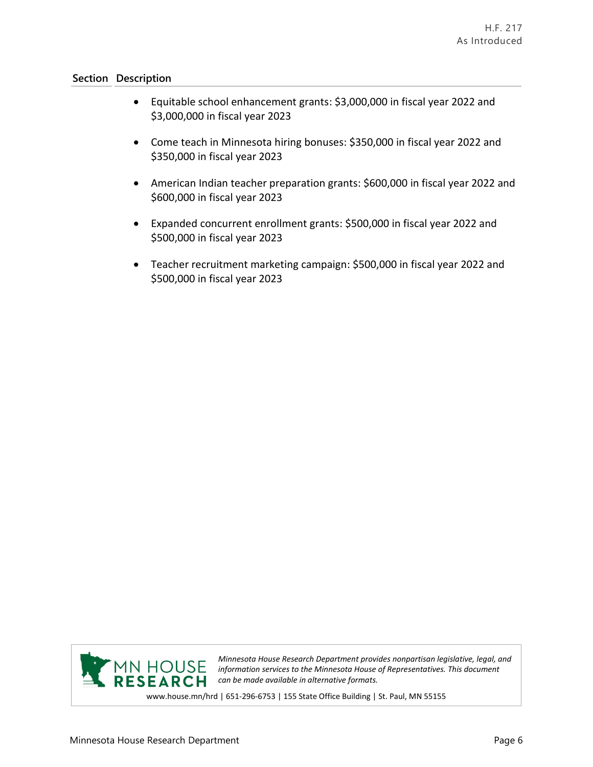| Section | Description |
|---|---|
| | • Equitable school enhancement grants: $3,000,000 in fiscal year 2022 and $3,000,000 in fiscal year 2023<br><br>• Come teach in Minnesota hiring bonuses: $350,000 in fiscal year 2022 and $350,000 in fiscal year 2023<br><br>• American Indian teacher preparation grants: $600,000 in fiscal year 2022 and $600,000 in fiscal year 2023<br><br>• Expanded concurrent enrollment grants: $500,000 in fiscal year 2022 and $500,000 in fiscal year 2023<br><br>• Teacher recruitment marketing campaign: $500,000 in fiscal year 2022 and $500,000 in fiscal year 2023 |

MN HOUSE RESEARCH

*Minnesota House Research Department provides nonpartisan legislative, legal, and information services to the Minnesota House of Representatives. This document can be made available in alternative formats.*

www.house.mn/hrd | 651-296-6753 | 155 State Office Building | St. Paul, MN 55155